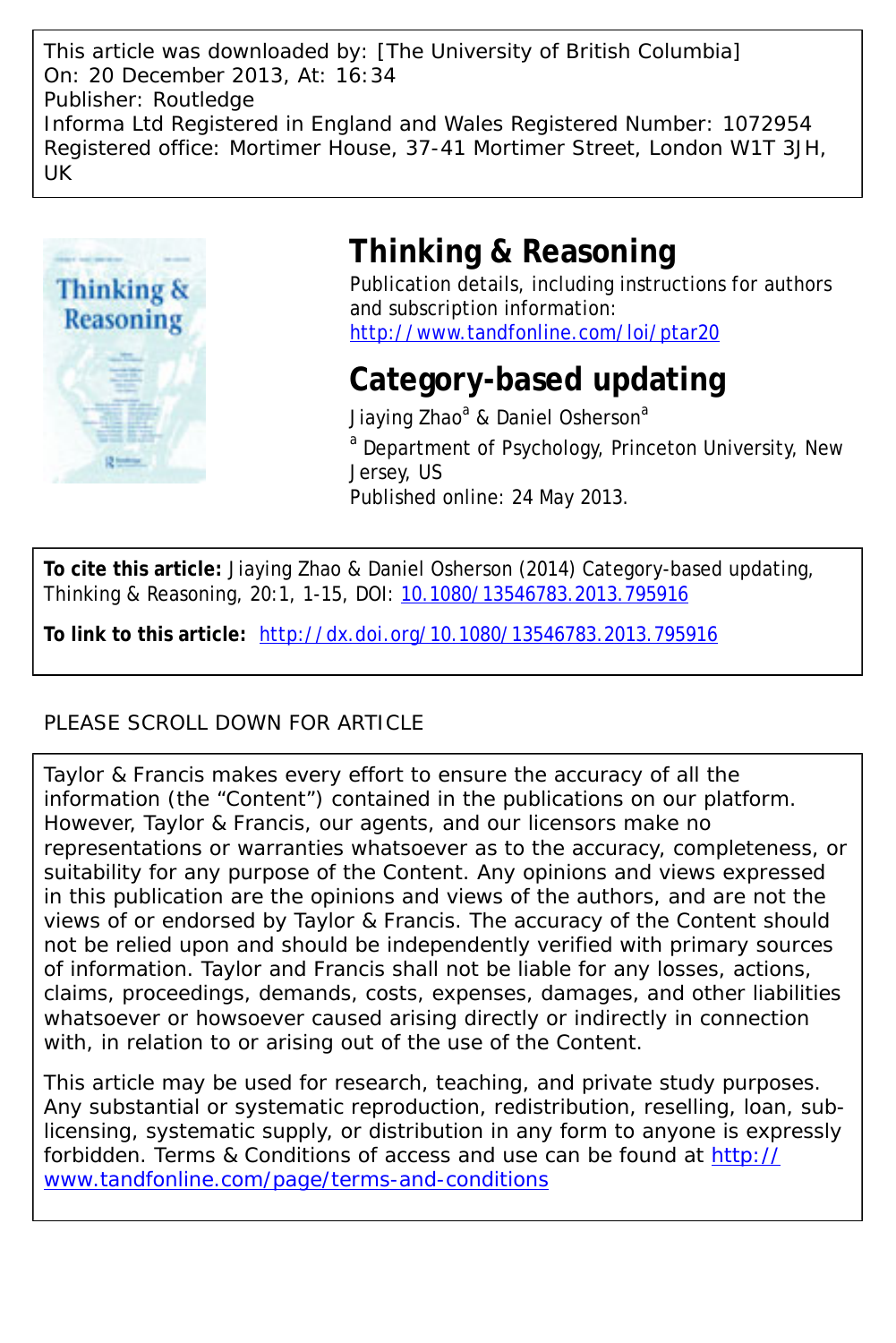This article was downloaded by: [The University of British Columbia]
On: 20 December 2013, At: 16:34
Publisher: Routledge
Informa Ltd Registered in England and Wales Registered Number: 1072954
Registered office: Mortimer House, 37-41 Mortimer Street, London W1T 3JH, UK

# Thinking & Reasoning

Publication details, including instructions for authors and subscription information:
http://www.tandfonline.com/loi/ptar20

# Category-based updating

Jiaying Zhao[a] & Daniel Osherson[a]

[a] Department of Psychology, Princeton University, New Jersey, US

Published online: 24 May 2013.

**To cite this article:** Jiaying Zhao & Daniel Osherson (2014) Category-based updating, Thinking & Reasoning, 20:1, 1-15, DOI: 10.1080/13546783.2013.795916

**To link to this article:** http://dx.doi.org/10.1080/13546783.2013.795916

PLEASE SCROLL DOWN FOR ARTICLE

Taylor & Francis makes every effort to ensure the accuracy of all the information (the “Content”) contained in the publications on our platform. However, Taylor & Francis, our agents, and our licensors make no representations or warranties whatsoever as to the accuracy, completeness, or suitability for any purpose of the Content. Any opinions and views expressed in this publication are the opinions and views of the authors, and are not the views of or endorsed by Taylor & Francis. The accuracy of the Content should not be relied upon and should be independently verified with primary sources of information. Taylor and Francis shall not be liable for any losses, actions, claims, proceedings, demands, costs, expenses, damages, and other liabilities whatsoever or howsoever caused arising directly or indirectly in connection with, in relation to or arising out of the use of the Content.

This article may be used for research, teaching, and private study purposes. Any substantial or systematic reproduction, redistribution, reselling, loan, sub-licensing, systematic supply, or distribution in any form to anyone is expressly forbidden. Terms & Conditions of access and use can be found at http://www.tandfonline.com/page/terms-and-conditions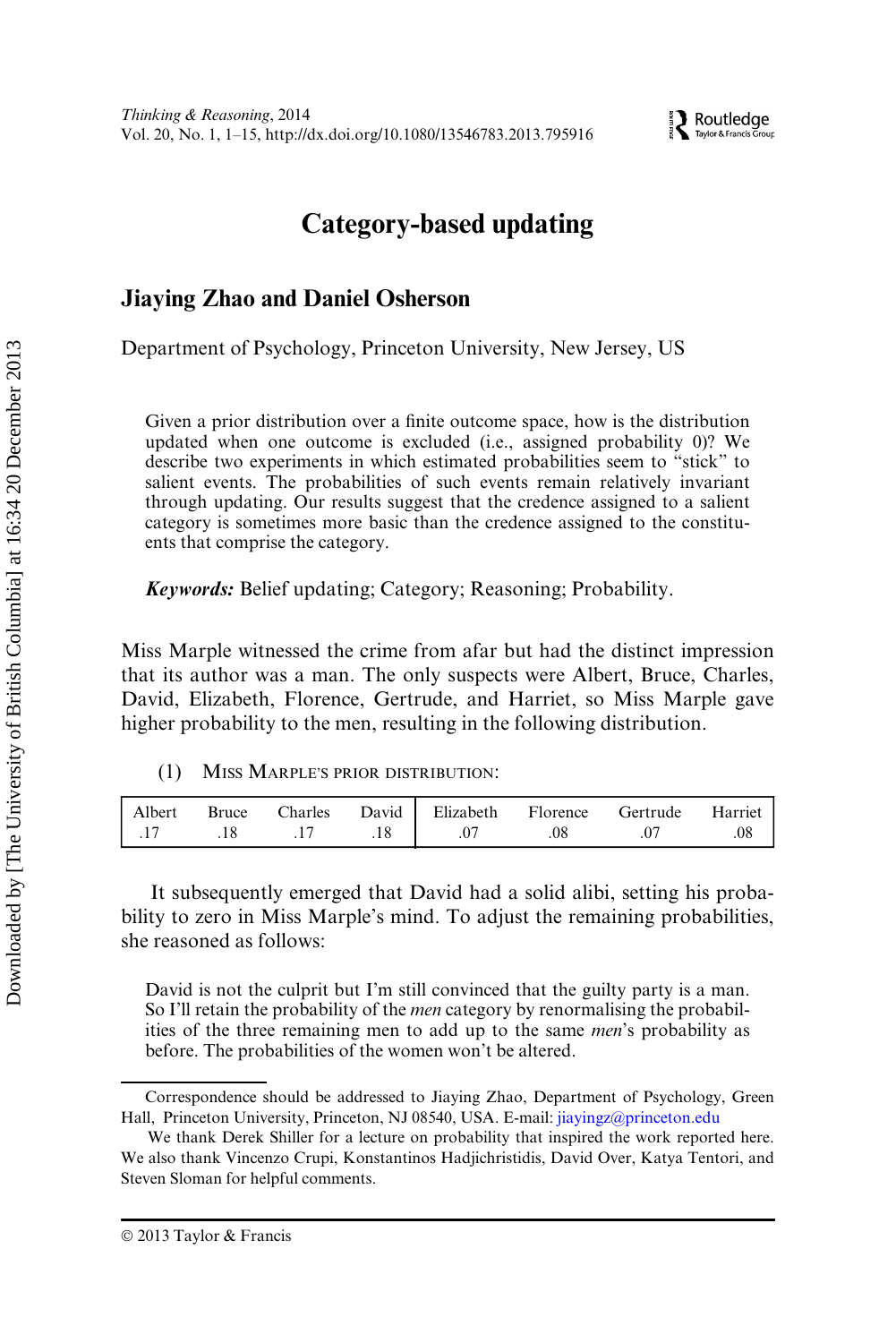# Category-based updating

## Jiaying Zhao and Daniel Osherson

Department of Psychology, Princeton University, New Jersey, US

> Given a prior distribution over a finite outcome space, how is the distribution updated when one outcome is excluded (i.e., assigned probability 0)? We describe two experiments in which estimated probabilities seem to "stick" to salient events. The probabilities of such events remain relatively invariant through updating. Our results suggest that the credence assigned to a salient category is sometimes more basic than the credence assigned to the constituents that comprise the category.
>
> ***Keywords:*** Belief updating; Category; Reasoning; Probability.

Miss Marple witnessed the crime from afar but had the distinct impression that its author was a man. The only suspects were Albert, Bruce, Charles, David, Elizabeth, Florence, Gertrude, and Harriet, so Miss Marple gave higher probability to the men, resulting in the following distribution.

(1) MISS MARPLE'S PRIOR DISTRIBUTION:

| Albert | Bruce | Charles | David | Elizabeth | Florence | Gertrude | Harriet |
|---|---|---|---|---|---|---|---|
| .17 | .18 | .17 | .18 | .07 | .08 | .07 | .08 |

It subsequently emerged that David had a solid alibi, setting his probability to zero in Miss Marple's mind. To adjust the remaining probabilities, she reasoned as follows:

> David is not the culprit but I'm still convinced that the guilty party is a man. So I'll retain the probability of the *men* category by renormalising the probabilities of the three remaining men to add up to the same *men*'s probability as before. The probabilities of the women won't be altered.

Correspondence should be addressed to Jiaying Zhao, Department of Psychology, Green Hall, Princeton University, Princeton, NJ 08540, USA. E-mail: jiayingz@princeton.edu

We thank Derek Shiller for a lecture on probability that inspired the work reported here. We also thank Vincenzo Crupi, Konstantinos Hadjichristidis, David Over, Katya Tentori, and Steven Sloman for helpful comments.

© 2013 Taylor & Francis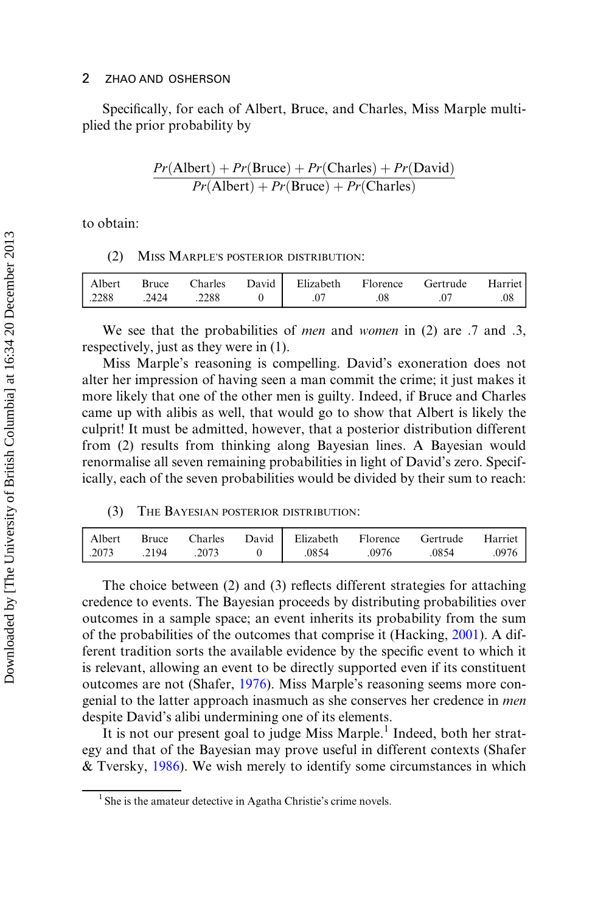Specifically, for each of Albert, Bruce, and Charles, Miss Marple multiplied the prior probability by

$$\frac{Pr(\text{Albert}) + Pr(\text{Bruce}) + Pr(\text{Charles}) + Pr(\text{David})}{Pr(\text{Albert}) + Pr(\text{Bruce}) + Pr(\text{Charles})}$$

to obtain:

(2) MISS MARPLE'S POSTERIOR DISTRIBUTION:

| Albert | Bruce | Charles | David | Elizabeth | Florence | Gertrude | Harriet |
|---|---|---|---|---|---|---|---|
| .2288 | .2424 | .2288 | 0 | .07 | .08 | .07 | .08 |

We see that the probabilities of *men* and *women* in (2) are .7 and .3, respectively, just as they were in (1).

Miss Marple's reasoning is compelling. David's exoneration does not alter her impression of having seen a man commit the crime; it just makes it more likely that one of the other men is guilty. Indeed, if Bruce and Charles came up with alibis as well, that would go to show that Albert is likely the culprit! It must be admitted, however, that a posterior distribution different from (2) results from thinking along Bayesian lines. A Bayesian would renormalise all seven remaining probabilities in light of David's zero. Specifically, each of the seven probabilities would be divided by their sum to reach:

(3) THE BAYESIAN POSTERIOR DISTRIBUTION:

| Albert | Bruce | Charles | David | Elizabeth | Florence | Gertrude | Harriet |
|---|---|---|---|---|---|---|---|
| .2073 | .2194 | .2073 | 0 | .0854 | .0976 | .0854 | .0976 |

The choice between (2) and (3) reflects different strategies for attaching credence to events. The Bayesian proceeds by distributing probabilities over outcomes in a sample space; an event inherits its probability from the sum of the probabilities of the outcomes that comprise it (Hacking, 2001). A different tradition sorts the available evidence by the specific event to which it is relevant, allowing an event to be directly supported even if its constituent outcomes are not (Shafer, 1976). Miss Marple's reasoning seems more congenial to the latter approach inasmuch as she conserves her credence in *men* despite David's alibi undermining one of its elements.

It is not our present goal to judge Miss Marple.[1] Indeed, both her strategy and that of the Bayesian may prove useful in different contexts (Shafer & Tversky, 1986). We wish merely to identify some circumstances in which

[1] She is the amateur detective in Agatha Christie's crime novels.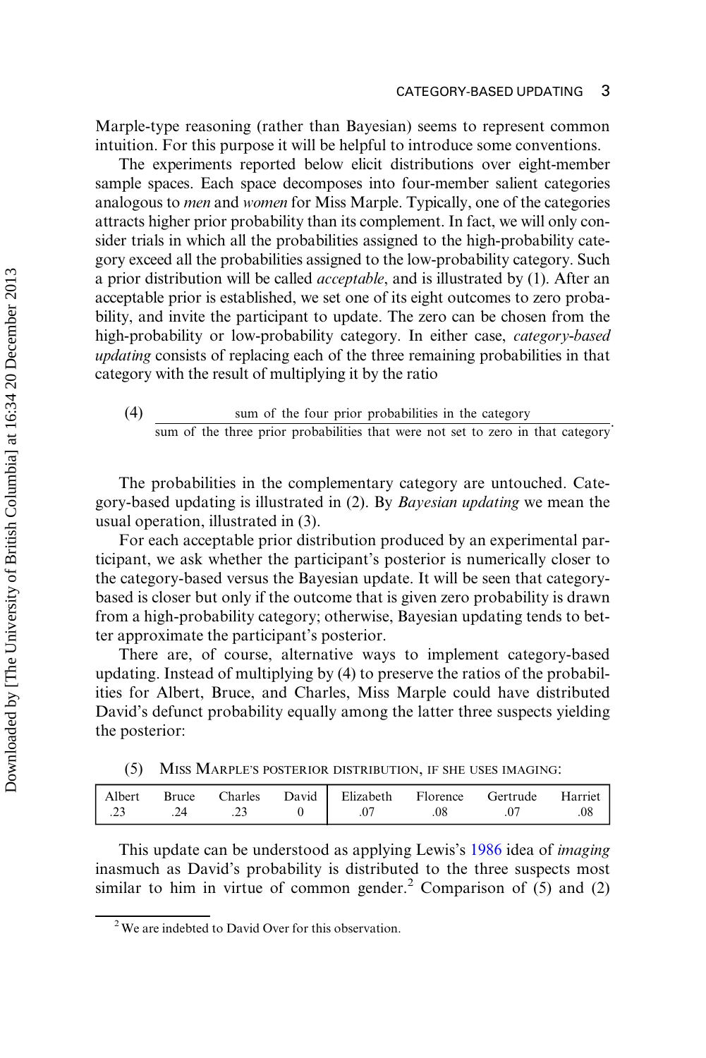Marple-type reasoning (rather than Bayesian) seems to represent common intuition. For this purpose it will be helpful to introduce some conventions.

The experiments reported below elicit distributions over eight-member sample spaces. Each space decomposes into four-member salient categories analogous to *men* and *women* for Miss Marple. Typically, one of the categories attracts higher prior probability than its complement. In fact, we will only consider trials in which all the probabilities assigned to the high-probability category exceed all the probabilities assigned to the low-probability category. Such a prior distribution will be called *acceptable*, and is illustrated by (1). After an acceptable prior is established, we set one of its eight outcomes to zero probability, and invite the participant to update. The zero can be chosen from the high-probability or low-probability category. In either case, *category-based updating* consists of replacing each of the three remaining probabilities in that category with the result of multiplying it by the ratio

(4) $$\frac{\text{sum of the four prior probabilities in the category}}{\text{sum of the three prior probabilities that were not set to zero in that category}}.$$

The probabilities in the complementary category are untouched. Category-based updating is illustrated in (2). By *Bayesian updating* we mean the usual operation, illustrated in (3).

For each acceptable prior distribution produced by an experimental participant, we ask whether the participant's posterior is numerically closer to the category-based versus the Bayesian update. It will be seen that category-based is closer but only if the outcome that is given zero probability is drawn from a high-probability category; otherwise, Bayesian updating tends to better approximate the participant's posterior.

There are, of course, alternative ways to implement category-based updating. Instead of multiplying by (4) to preserve the ratios of the probabilities for Albert, Bruce, and Charles, Miss Marple could have distributed David's defunct probability equally among the latter three suspects yielding the posterior:

(5) Miss Marple's posterior distribution, if she uses imaging:

| Albert | Bruce | Charles | David | Elizabeth | Florence | Gertrude | Harriet |
|---|---|---|---|---|---|---|---|
| .23 | .24 | .23 | 0 | .07 | .08 | .07 | .08 |

This update can be understood as applying Lewis's 1986 idea of *imaging* inasmuch as David's probability is distributed to the three suspects most similar to him in virtue of common gender.[2] Comparison of (5) and (2)

[2] We are indebted to David Over for this observation.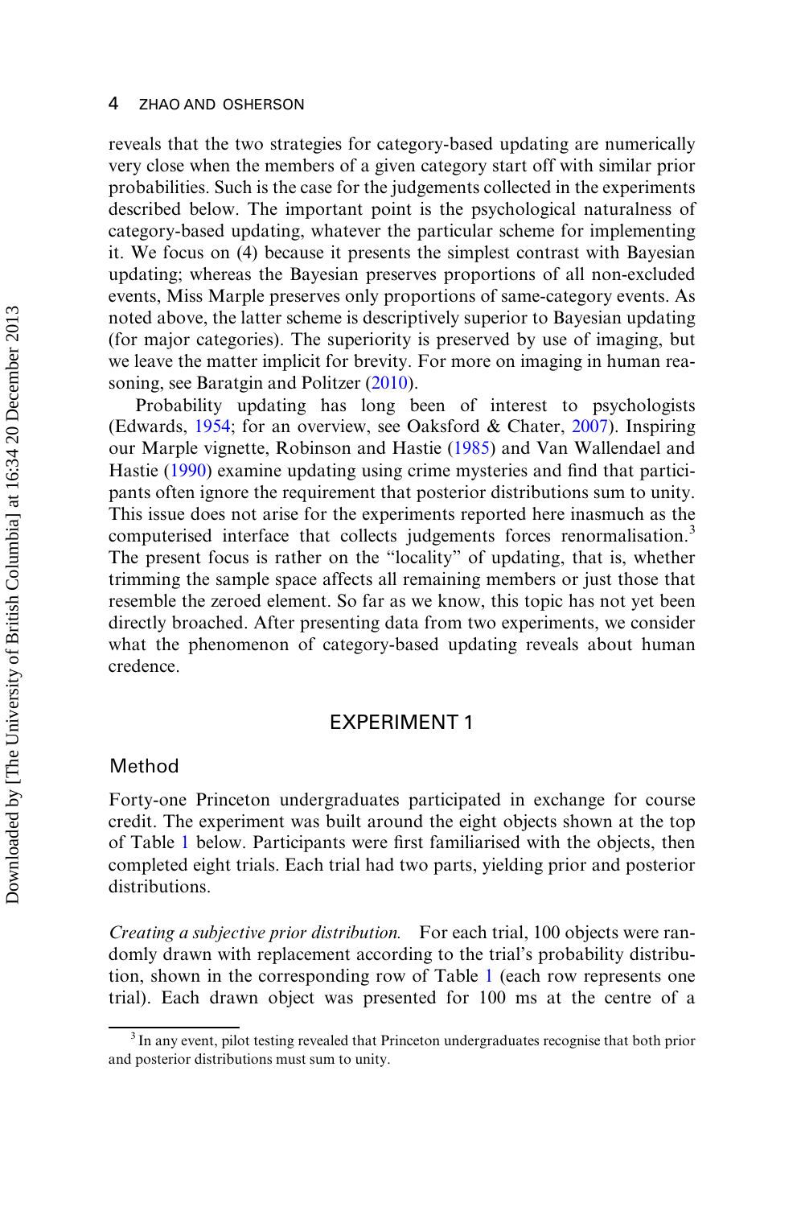reveals that the two strategies for category-based updating are numerically very close when the members of a given category start off with similar prior probabilities. Such is the case for the judgements collected in the experiments described below. The important point is the psychological naturalness of category-based updating, whatever the particular scheme for implementing it. We focus on (4) because it presents the simplest contrast with Bayesian updating; whereas the Bayesian preserves proportions of all non-excluded events, Miss Marple preserves only proportions of same-category events. As noted above, the latter scheme is descriptively superior to Bayesian updating (for major categories). The superiority is preserved by use of imaging, but we leave the matter implicit for brevity. For more on imaging in human reasoning, see Baratgin and Politzer (2010).

Probability updating has long been of interest to psychologists (Edwards, 1954; for an overview, see Oaksford & Chater, 2007). Inspiring our Marple vignette, Robinson and Hastie (1985) and Van Wallendael and Hastie (1990) examine updating using crime mysteries and find that participants often ignore the requirement that posterior distributions sum to unity. This issue does not arise for the experiments reported here inasmuch as the computerised interface that collects judgements forces renormalisation.[3] The present focus is rather on the "locality" of updating, that is, whether trimming the sample space affects all remaining members or just those that resemble the zeroed element. So far as we know, this topic has not yet been directly broached. After presenting data from two experiments, we consider what the phenomenon of category-based updating reveals about human credence.

## EXPERIMENT 1

### Method

Forty-one Princeton undergraduates participated in exchange for course credit. The experiment was built around the eight objects shown at the top of Table 1 below. Participants were first familiarised with the objects, then completed eight trials. Each trial had two parts, yielding prior and posterior distributions.

*Creating a subjective prior distribution.* For each trial, 100 objects were randomly drawn with replacement according to the trial's probability distribution, shown in the corresponding row of Table 1 (each row represents one trial). Each drawn object was presented for 100 ms at the centre of a

[3] In any event, pilot testing revealed that Princeton undergraduates recognise that both prior and posterior distributions must sum to unity.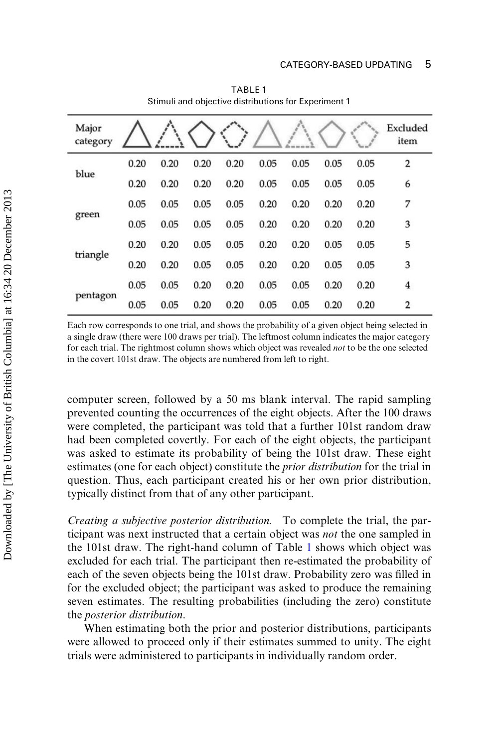TABLE 1
Stimuli and objective distributions for Experiment 1

| Major category | △ (solid) | △ (dotted) | ⬠ (solid) | ⬠ (dotted) | △ (solid, light) | △ (dotted, light) | ⬠ (solid, light) | ⬠ (dotted, light) | Excluded item |
|---|---|---|---|---|---|---|---|---|---|
| blue | 0.20 | 0.20 | 0.20 | 0.20 | 0.05 | 0.05 | 0.05 | 0.05 | 2 |
| | 0.20 | 0.20 | 0.20 | 0.20 | 0.05 | 0.05 | 0.05 | 0.05 | 6 |
| green | 0.05 | 0.05 | 0.05 | 0.05 | 0.20 | 0.20 | 0.20 | 0.20 | 7 |
| | 0.05 | 0.05 | 0.05 | 0.05 | 0.20 | 0.20 | 0.20 | 0.20 | 3 |
| triangle | 0.20 | 0.20 | 0.05 | 0.05 | 0.20 | 0.20 | 0.05 | 0.05 | 5 |
| | 0.20 | 0.20 | 0.05 | 0.05 | 0.20 | 0.20 | 0.05 | 0.05 | 3 |
| pentagon | 0.05 | 0.05 | 0.20 | 0.20 | 0.05 | 0.05 | 0.20 | 0.20 | 4 |
| | 0.05 | 0.05 | 0.20 | 0.20 | 0.05 | 0.05 | 0.20 | 0.20 | 2 |

Each row corresponds to one trial, and shows the probability of a given object being selected in a single draw (there were 100 draws per trial). The leftmost column indicates the major category for each trial. The rightmost column shows which object was revealed *not* to be the one selected in the covert 101st draw. The objects are numbered from left to right.

computer screen, followed by a 50 ms blank interval. The rapid sampling prevented counting the occurrences of the eight objects. After the 100 draws were completed, the participant was told that a further 101st random draw had been completed covertly. For each of the eight objects, the participant was asked to estimate its probability of being the 101st draw. These eight estimates (one for each object) constitute the *prior distribution* for the trial in question. Thus, each participant created his or her own prior distribution, typically distinct from that of any other participant.

*Creating a subjective posterior distribution.* To complete the trial, the participant was next instructed that a certain object was *not* the one sampled in the 101st draw. The right-hand column of Table 1 shows which object was excluded for each trial. The participant then re-estimated the probability of each of the seven objects being the 101st draw. Probability zero was filled in for the excluded object; the participant was asked to produce the remaining seven estimates. The resulting probabilities (including the zero) constitute the *posterior distribution*.

When estimating both the prior and posterior distributions, participants were allowed to proceed only if their estimates summed to unity. The eight trials were administered to participants in individually random order.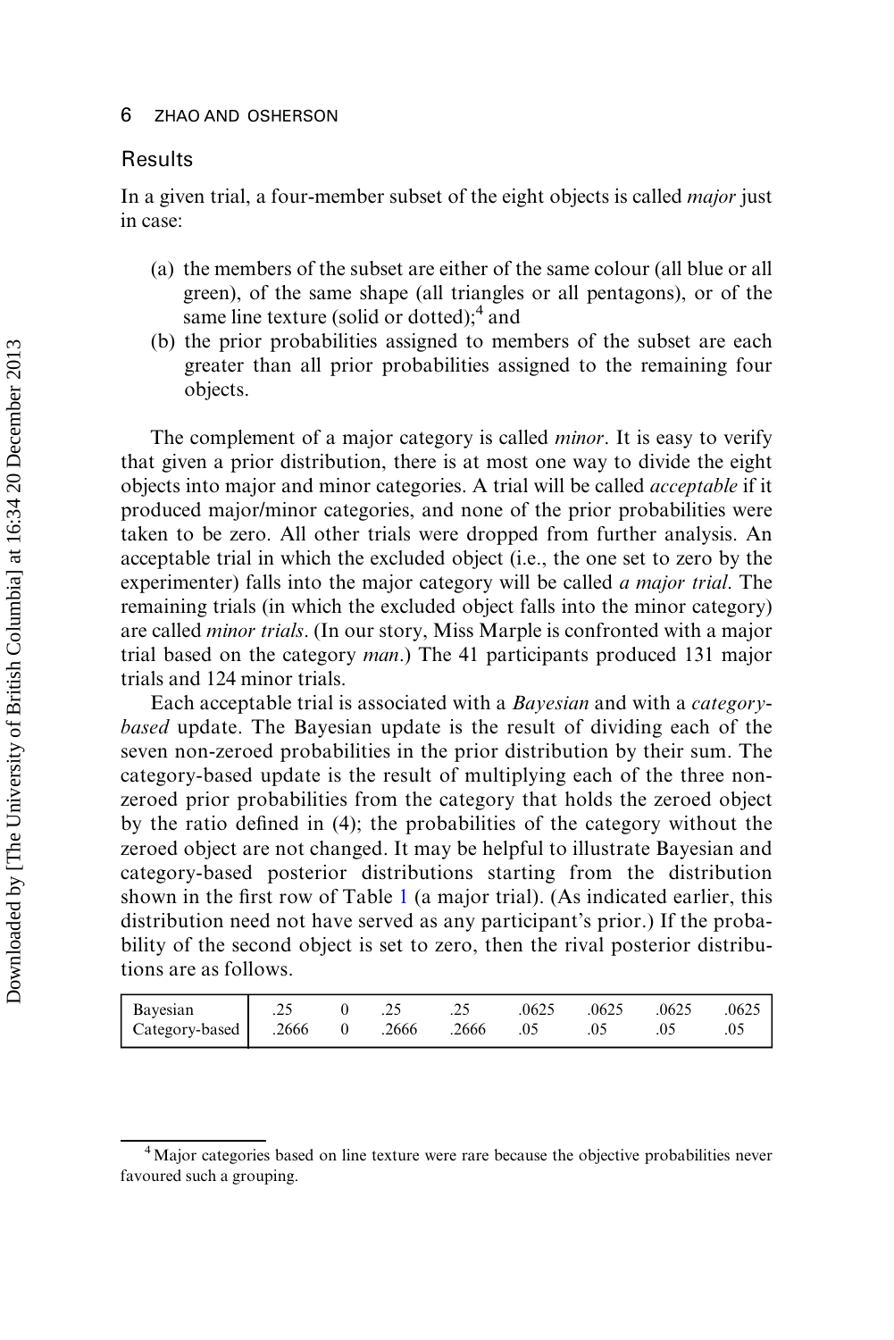## Results

In a given trial, a four-member subset of the eight objects is called *major* just in case:

(a) the members of the subset are either of the same colour (all blue or all green), of the same shape (all triangles or all pentagons), or of the same line texture (solid or dotted);[4] and

(b) the prior probabilities assigned to members of the subset are each greater than all prior probabilities assigned to the remaining four objects.

The complement of a major category is called *minor*. It is easy to verify that given a prior distribution, there is at most one way to divide the eight objects into major and minor categories. A trial will be called *acceptable* if it produced major/minor categories, and none of the prior probabilities were taken to be zero. All other trials were dropped from further analysis. An acceptable trial in which the excluded object (i.e., the one set to zero by the experimenter) falls into the major category will be called *a major trial*. The remaining trials (in which the excluded object falls into the minor category) are called *minor trials*. (In our story, Miss Marple is confronted with a major trial based on the category *man*.) The 41 participants produced 131 major trials and 124 minor trials.

Each acceptable trial is associated with a *Bayesian* and with a *category-based* update. The Bayesian update is the result of dividing each of the seven non-zeroed probabilities in the prior distribution by their sum. The category-based update is the result of multiplying each of the three non-zeroed prior probabilities from the category that holds the zeroed object by the ratio defined in (4); the probabilities of the category without the zeroed object are not changed. It may be helpful to illustrate Bayesian and category-based posterior distributions starting from the distribution shown in the first row of Table 1 (a major trial). (As indicated earlier, this distribution need not have served as any participant's prior.) If the probability of the second object is set to zero, then the rival posterior distributions are as follows.

| | | | | | | | | |
|---|---|---|---|---|---|---|---|---|
| Bayesian | .25 | 0 | .25 | .25 | .0625 | .0625 | .0625 | .0625 |
| Category-based | .2666 | 0 | .2666 | .2666 | .05 | .05 | .05 | .05 |

[4] Major categories based on line texture were rare because the objective probabilities never favoured such a grouping.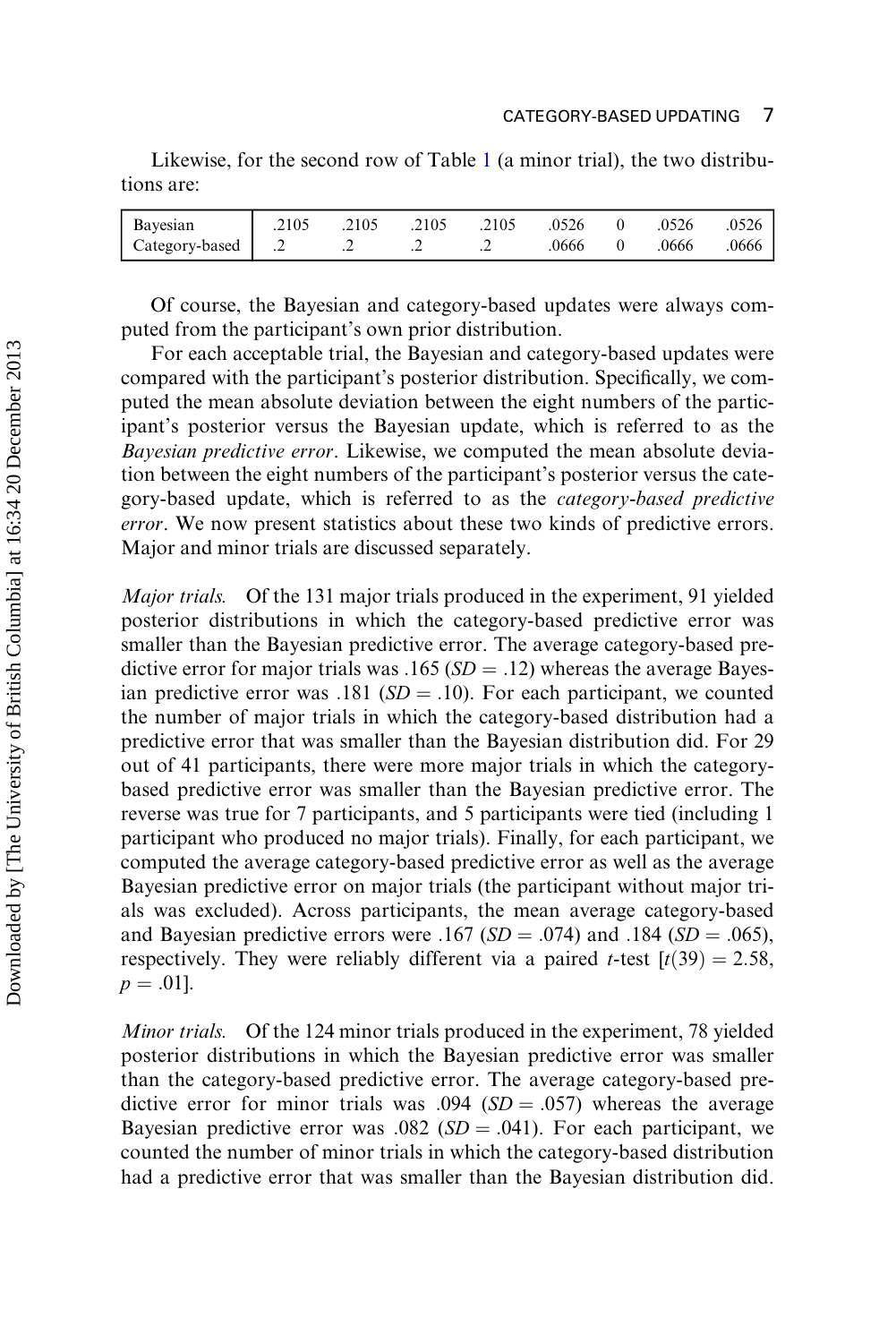Likewise, for the second row of Table 1 (a minor trial), the two distributions are:

| | | | | | | | | |
|---|---|---|---|---|---|---|---|---|
| Bayesian | .2105 | .2105 | .2105 | .2105 | .0526 | 0 | .0526 | .0526 |
| Category-based | .2 | .2 | .2 | .2 | .0666 | 0 | .0666 | .0666 |

Of course, the Bayesian and category-based updates were always computed from the participant's own prior distribution.

For each acceptable trial, the Bayesian and category-based updates were compared with the participant's posterior distribution. Specifically, we computed the mean absolute deviation between the eight numbers of the participant's posterior versus the Bayesian update, which is referred to as the *Bayesian predictive error*. Likewise, we computed the mean absolute deviation between the eight numbers of the participant's posterior versus the category-based update, which is referred to as the *category-based predictive error*. We now present statistics about these two kinds of predictive errors. Major and minor trials are discussed separately.

*Major trials.* Of the 131 major trials produced in the experiment, 91 yielded posterior distributions in which the category-based predictive error was smaller than the Bayesian predictive error. The average category-based predictive error for major trials was .165 ($SD = .12$) whereas the average Bayesian predictive error was .181 ($SD = .10$). For each participant, we counted the number of major trials in which the category-based distribution had a predictive error that was smaller than the Bayesian distribution did. For 29 out of 41 participants, there were more major trials in which the category-based predictive error was smaller than the Bayesian predictive error. The reverse was true for 7 participants, and 5 participants were tied (including 1 participant who produced no major trials). Finally, for each participant, we computed the average category-based predictive error as well as the average Bayesian predictive error on major trials (the participant without major trials was excluded). Across participants, the mean average category-based and Bayesian predictive errors were .167 ($SD = .074$) and .184 ($SD = .065$), respectively. They were reliably different via a paired $t$-test [$t(39) = 2.58$, $p = .01$].

*Minor trials.* Of the 124 minor trials produced in the experiment, 78 yielded posterior distributions in which the Bayesian predictive error was smaller than the category-based predictive error. The average category-based predictive error for minor trials was .094 ($SD = .057$) whereas the average Bayesian predictive error was .082 ($SD = .041$). For each participant, we counted the number of minor trials in which the category-based distribution had a predictive error that was smaller than the Bayesian distribution did.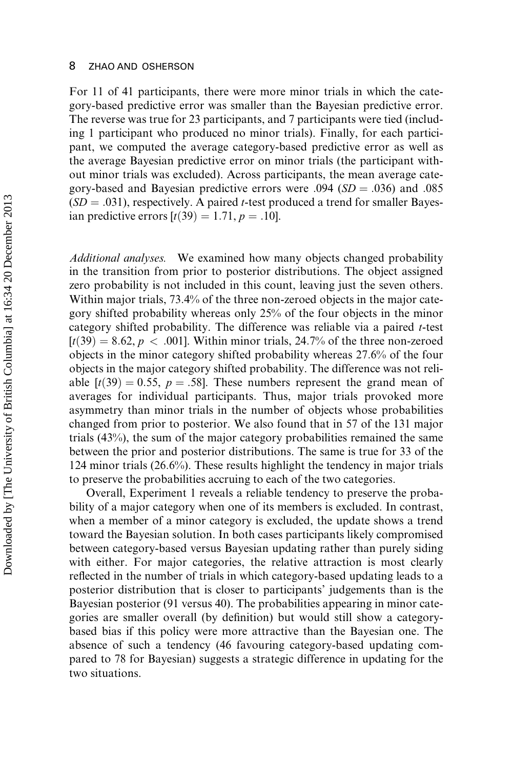For 11 of 41 participants, there were more minor trials in which the category-based predictive error was smaller than the Bayesian predictive error. The reverse was true for 23 participants, and 7 participants were tied (including 1 participant who produced no minor trials). Finally, for each participant, we computed the average category-based predictive error as well as the average Bayesian predictive error on minor trials (the participant without minor trials was excluded). Across participants, the mean average category-based and Bayesian predictive errors were .094 ($SD = .036$) and .085 ($SD = .031$), respectively. A paired $t$-test produced a trend for smaller Bayesian predictive errors [$t(39) = 1.71, p = .10$].

*Additional analyses.* We examined how many objects changed probability in the transition from prior to posterior distributions. The object assigned zero probability is not included in this count, leaving just the seven others. Within major trials, 73.4% of the three non-zeroed objects in the major category shifted probability whereas only 25% of the four objects in the minor category shifted probability. The difference was reliable via a paired $t$-test [$t(39) = 8.62, p < .001$]. Within minor trials, 24.7% of the three non-zeroed objects in the minor category shifted probability whereas 27.6% of the four objects in the major category shifted probability. The difference was not reliable [$t(39) = 0.55, p = .58$]. These numbers represent the grand mean of averages for individual participants. Thus, major trials provoked more asymmetry than minor trials in the number of objects whose probabilities changed from prior to posterior. We also found that in 57 of the 131 major trials (43%), the sum of the major category probabilities remained the same between the prior and posterior distributions. The same is true for 33 of the 124 minor trials (26.6%). These results highlight the tendency in major trials to preserve the probabilities accruing to each of the two categories.

Overall, Experiment 1 reveals a reliable tendency to preserve the probability of a major category when one of its members is excluded. In contrast, when a member of a minor category is excluded, the update shows a trend toward the Bayesian solution. In both cases participants likely compromised between category-based versus Bayesian updating rather than purely siding with either. For major categories, the relative attraction is most clearly reflected in the number of trials in which category-based updating leads to a posterior distribution that is closer to participants' judgements than is the Bayesian posterior (91 versus 40). The probabilities appearing in minor categories are smaller overall (by definition) but would still show a category-based bias if this policy were more attractive than the Bayesian one. The absence of such a tendency (46 favouring category-based updating compared to 78 for Bayesian) suggests a strategic difference in updating for the two situations.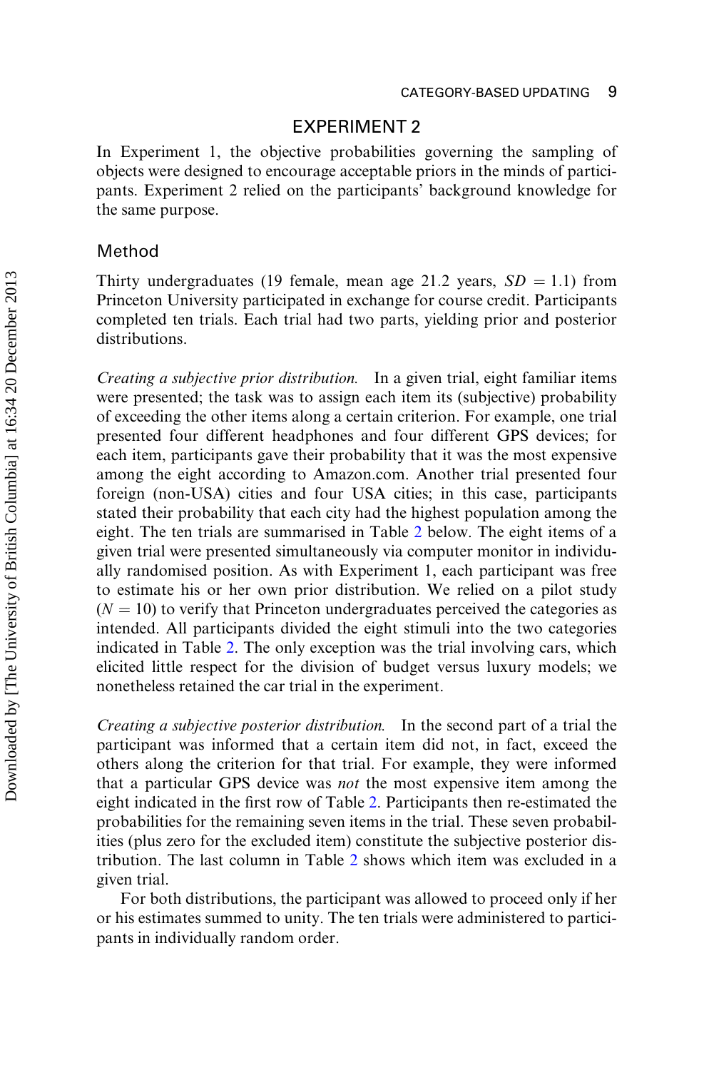## EXPERIMENT 2

In Experiment 1, the objective probabilities governing the sampling of objects were designed to encourage acceptable priors in the minds of participants. Experiment 2 relied on the participants' background knowledge for the same purpose.

### Method

Thirty undergraduates (19 female, mean age 21.2 years, $SD = 1.1$) from Princeton University participated in exchange for course credit. Participants completed ten trials. Each trial had two parts, yielding prior and posterior distributions.

*Creating a subjective prior distribution.* In a given trial, eight familiar items were presented; the task was to assign each item its (subjective) probability of exceeding the other items along a certain criterion. For example, one trial presented four different headphones and four different GPS devices; for each item, participants gave their probability that it was the most expensive among the eight according to Amazon.com. Another trial presented four foreign (non-USA) cities and four USA cities; in this case, participants stated their probability that each city had the highest population among the eight. The ten trials are summarised in Table 2 below. The eight items of a given trial were presented simultaneously via computer monitor in individually randomised position. As with Experiment 1, each participant was free to estimate his or her own prior distribution. We relied on a pilot study ($N = 10$) to verify that Princeton undergraduates perceived the categories as intended. All participants divided the eight stimuli into the two categories indicated in Table 2. The only exception was the trial involving cars, which elicited little respect for the division of budget versus luxury models; we nonetheless retained the car trial in the experiment.

*Creating a subjective posterior distribution.* In the second part of a trial the participant was informed that a certain item did not, in fact, exceed the others along the criterion for that trial. For example, they were informed that a particular GPS device was *not* the most expensive item among the eight indicated in the first row of Table 2. Participants then re-estimated the probabilities for the remaining seven items in the trial. These seven probabilities (plus zero for the excluded item) constitute the subjective posterior distribution. The last column in Table 2 shows which item was excluded in a given trial.

For both distributions, the participant was allowed to proceed only if her or his estimates summed to unity. The ten trials were administered to participants in individually random order.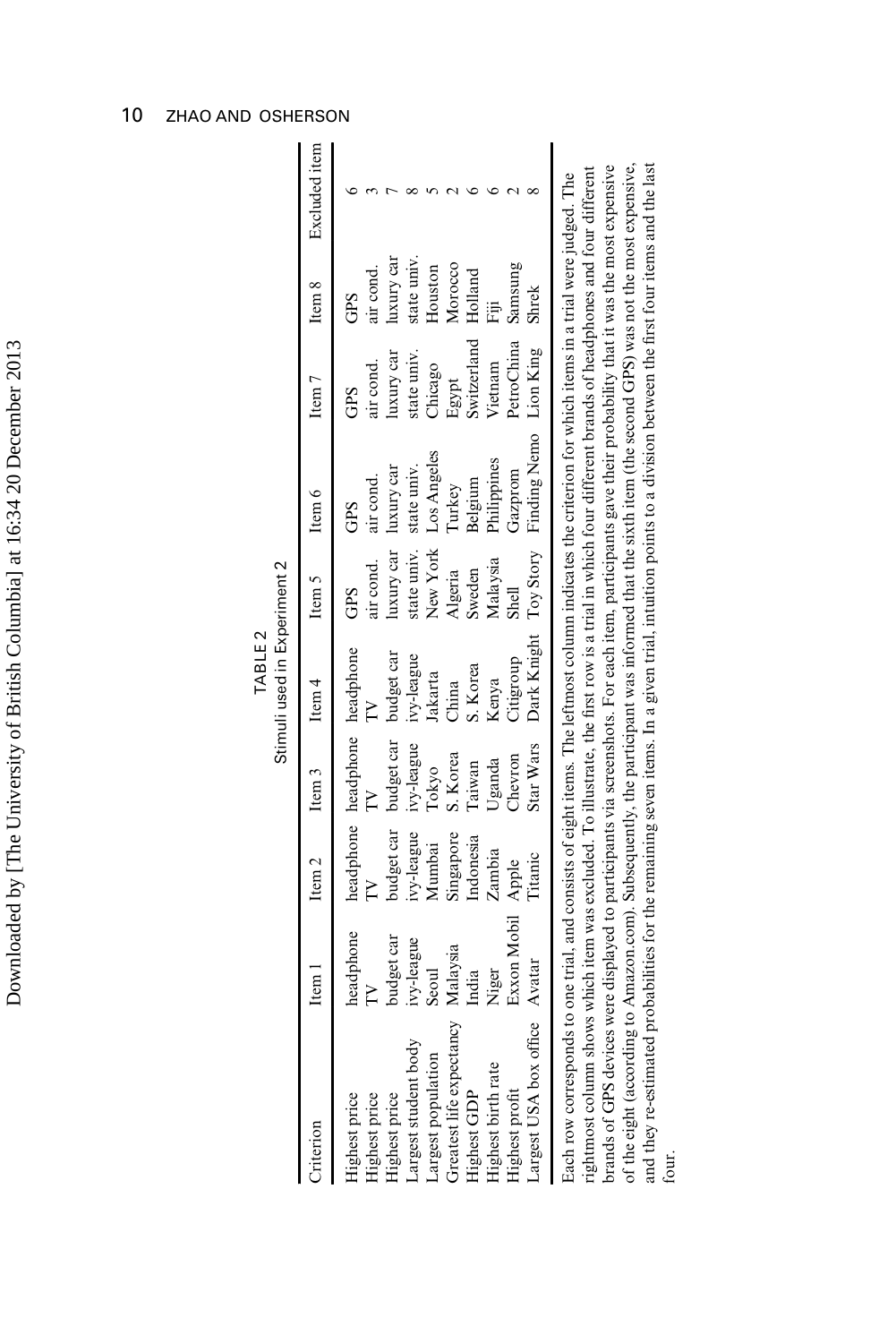TABLE 2
Stimuli used in Experiment 2

| Criterion | Item 1 | Item 2 | Item 3 | Item 4 | Item 5 | Item 6 | Item 7 | Item 8 | Excluded item |
|---|---|---|---|---|---|---|---|---|---|
| Highest price | headphone | headphone | headphone | headphone | GPS | GPS | GPS | GPS | 6 |
| Highest price | TV | TV | TV | TV | air cond. | air cond. | air cond. | air cond. | 3 |
| Highest price | budget car | budget car | budget car | budget car | luxury car | luxury car | luxury car | luxury car | 7 |
| Largest student body | ivy-league | ivy-league | ivy-league | ivy-league | state univ. | state univ. | state univ. | state univ. | 8 |
| Largest population | Seoul | Mumbai | Tokyo | Jakarta | New York | Los Angeles | Chicago | Houston | 5 |
| Greatest life expectancy | Malaysia | Singapore | S. Korea | China | Algeria | Turkey | Egypt | Morocco | 2 |
| Highest GDP | India | Indonesia | Taiwan | S. Korea | Sweden | Belgium | Switzerland | Holland | 6 |
| Highest birth rate | Niger | Zambia | Uganda | Kenya | Malaysia | Philippines | Vietnam | Fiji | 6 |
| Highest profit | Exxon Mobil | Apple | Chevron | Citigroup | Shell | Gazprom | PetroChina | Samsung | 2 |
| Largest USA box office | Avatar | Titanic | Star Wars | Dark Knight | Toy Story | Finding Nemo | Lion King | Shrek | 8 |

Each row corresponds to one trial, and consists of eight items. The leftmost column indicates the criterion for which items in a trial were judged. The rightmost column shows which item was excluded. To illustrate, the first row is a trial in which four different brands of headphones and four different brands of GPS devices were displayed to participants via screenshots. For each item, participants gave their probability that it was the most expensive of the eight (according to Amazon.com). Subsequently, the participant was informed that the sixth item (the second GPS) was not the most expensive, and they re-estimated probabilities for the remaining seven items. In a given trial, intuition points to a division between the first four items and the last four.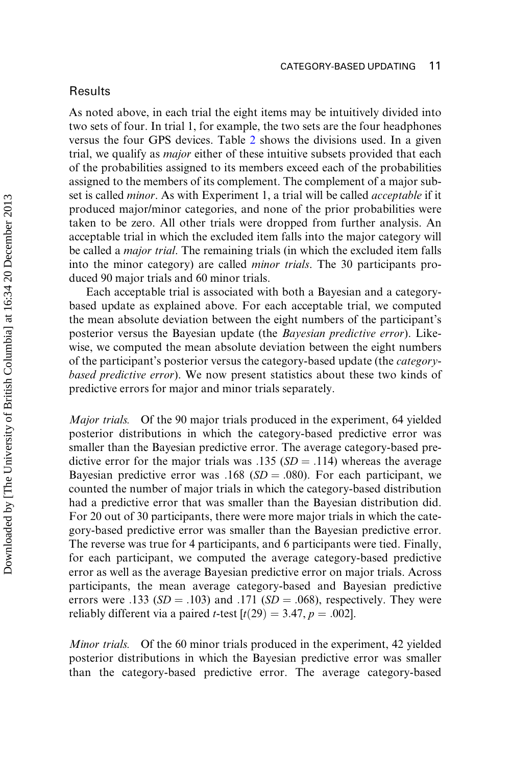## Results

As noted above, in each trial the eight items may be intuitively divided into two sets of four. In trial 1, for example, the two sets are the four headphones versus the four GPS devices. Table 2 shows the divisions used. In a given trial, we qualify as *major* either of these intuitive subsets provided that each of the probabilities assigned to its members exceed each of the probabilities assigned to the members of its complement. The complement of a major subset is called *minor*. As with Experiment 1, a trial will be called *acceptable* if it produced major/minor categories, and none of the prior probabilities were taken to be zero. All other trials were dropped from further analysis. An acceptable trial in which the excluded item falls into the major category will be called a *major trial*. The remaining trials (in which the excluded item falls into the minor category) are called *minor trials*. The 30 participants produced 90 major trials and 60 minor trials.

Each acceptable trial is associated with both a Bayesian and a category-based update as explained above. For each acceptable trial, we computed the mean absolute deviation between the eight numbers of the participant's posterior versus the Bayesian update (the *Bayesian predictive error*). Likewise, we computed the mean absolute deviation between the eight numbers of the participant's posterior versus the category-based update (the *category-based predictive error*). We now present statistics about these two kinds of predictive errors for major and minor trials separately.

*Major trials.* Of the 90 major trials produced in the experiment, 64 yielded posterior distributions in which the category-based predictive error was smaller than the Bayesian predictive error. The average category-based predictive error for the major trials was .135 ($SD = .114$) whereas the average Bayesian predictive error was .168 ($SD = .080$). For each participant, we counted the number of major trials in which the category-based distribution had a predictive error that was smaller than the Bayesian distribution did. For 20 out of 30 participants, there were more major trials in which the category-based predictive error was smaller than the Bayesian predictive error. The reverse was true for 4 participants, and 6 participants were tied. Finally, for each participant, we computed the average category-based predictive error as well as the average Bayesian predictive error on major trials. Across participants, the mean average category-based and Bayesian predictive errors were .133 ($SD = .103$) and .171 ($SD = .068$), respectively. They were reliably different via a paired $t$-test [$t(29) = 3.47$, $p = .002$].

*Minor trials.* Of the 60 minor trials produced in the experiment, 42 yielded posterior distributions in which the Bayesian predictive error was smaller than the category-based predictive error. The average category-based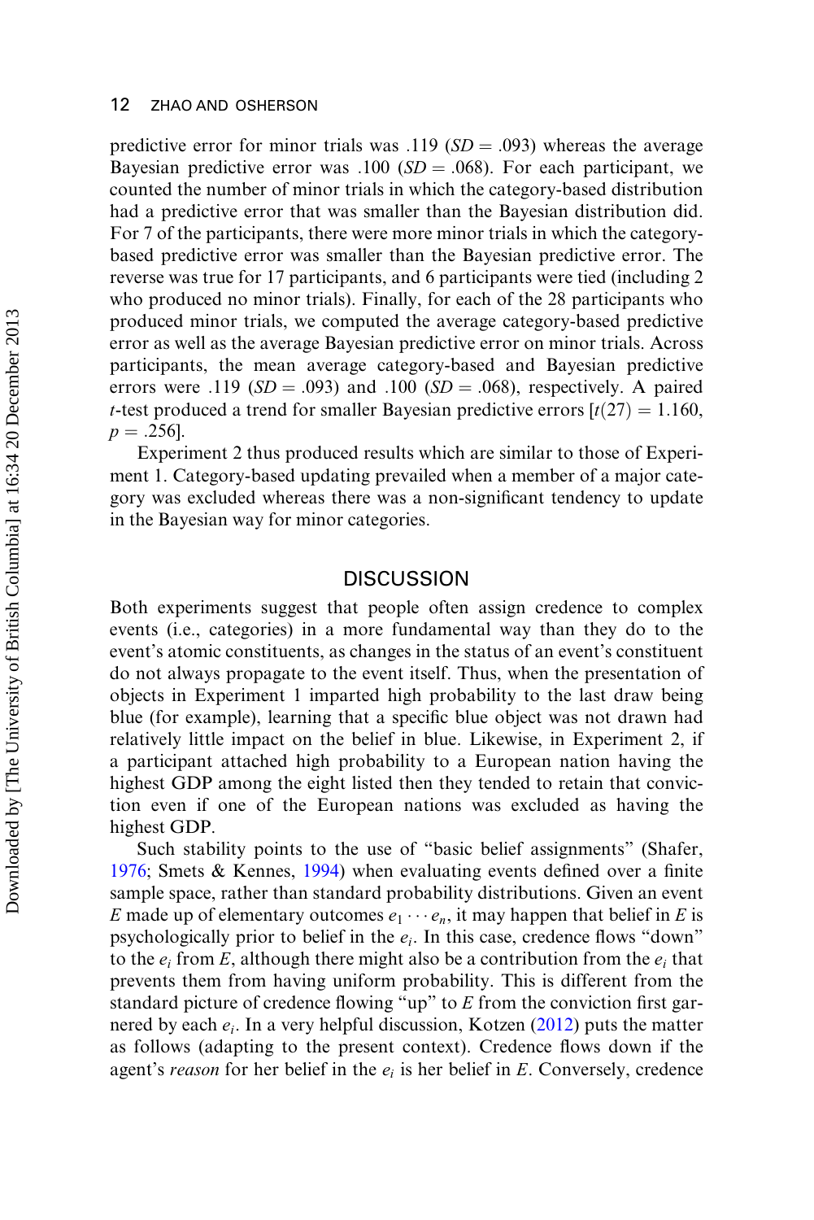predictive error for minor trials was .119 ($SD = .093$) whereas the average Bayesian predictive error was .100 ($SD = .068$). For each participant, we counted the number of minor trials in which the category-based distribution had a predictive error that was smaller than the Bayesian distribution did. For 7 of the participants, there were more minor trials in which the category-based predictive error was smaller than the Bayesian predictive error. The reverse was true for 17 participants, and 6 participants were tied (including 2 who produced no minor trials). Finally, for each of the 28 participants who produced minor trials, we computed the average category-based predictive error as well as the average Bayesian predictive error on minor trials. Across participants, the mean average category-based and Bayesian predictive errors were .119 ($SD = .093$) and .100 ($SD = .068$), respectively. A paired $t$-test produced a trend for smaller Bayesian predictive errors [$t(27) = 1.160$, $p = .256$].

Experiment 2 thus produced results which are similar to those of Experiment 1. Category-based updating prevailed when a member of a major category was excluded whereas there was a non-significant tendency to update in the Bayesian way for minor categories.

## DISCUSSION

Both experiments suggest that people often assign credence to complex events (i.e., categories) in a more fundamental way than they do to the event's atomic constituents, as changes in the status of an event's constituent do not always propagate to the event itself. Thus, when the presentation of objects in Experiment 1 imparted high probability to the last draw being blue (for example), learning that a specific blue object was not drawn had relatively little impact on the belief in blue. Likewise, in Experiment 2, if a participant attached high probability to a European nation having the highest GDP among the eight listed then they tended to retain that conviction even if one of the European nations was excluded as having the highest GDP.

Such stability points to the use of "basic belief assignments" (Shafer, 1976; Smets & Kennes, 1994) when evaluating events defined over a finite sample space, rather than standard probability distributions. Given an event $E$ made up of elementary outcomes $e_1 \cdots e_n$, it may happen that belief in $E$ is psychologically prior to belief in the $e_i$. In this case, credence flows "down" to the $e_i$ from $E$, although there might also be a contribution from the $e_i$ that prevents them from having uniform probability. This is different from the standard picture of credence flowing "up" to $E$ from the conviction first garnered by each $e_i$. In a very helpful discussion, Kotzen (2012) puts the matter as follows (adapting to the present context). Credence flows down if the agent's *reason* for her belief in the $e_i$ is her belief in $E$. Conversely, credence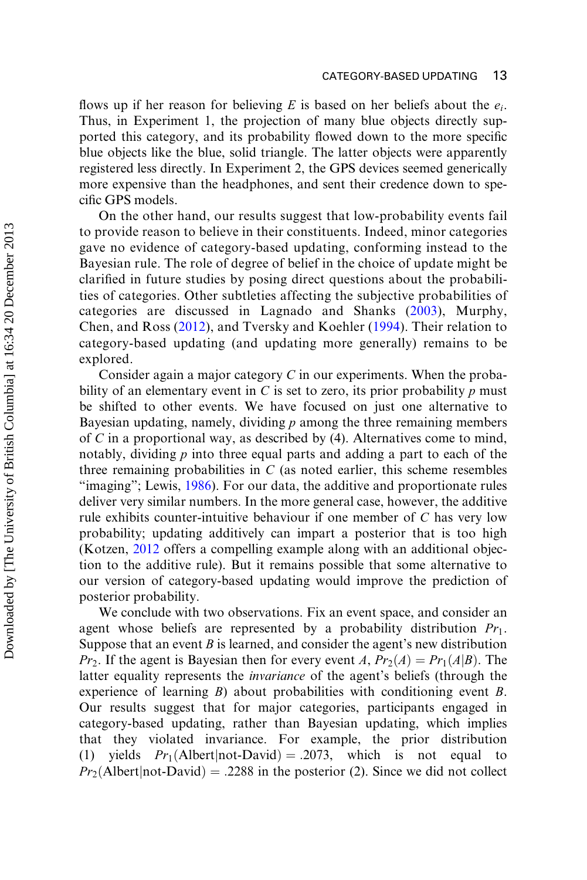flows up if her reason for believing $E$ is based on her beliefs about the $e_i$. Thus, in Experiment 1, the projection of many blue objects directly supported this category, and its probability flowed down to the more specific blue objects like the blue, solid triangle. The latter objects were apparently registered less directly. In Experiment 2, the GPS devices seemed generically more expensive than the headphones, and sent their credence down to specific GPS models.

On the other hand, our results suggest that low-probability events fail to provide reason to believe in their constituents. Indeed, minor categories gave no evidence of category-based updating, conforming instead to the Bayesian rule. The role of degree of belief in the choice of update might be clarified in future studies by posing direct questions about the probabilities of categories. Other subtleties affecting the subjective probabilities of categories are discussed in Lagnado and Shanks (2003), Murphy, Chen, and Ross (2012), and Tversky and Koehler (1994). Their relation to category-based updating (and updating more generally) remains to be explored.

Consider again a major category $C$ in our experiments. When the probability of an elementary event in $C$ is set to zero, its prior probability $p$ must be shifted to other events. We have focused on just one alternative to Bayesian updating, namely, dividing $p$ among the three remaining members of $C$ in a proportional way, as described by (4). Alternatives come to mind, notably, dividing $p$ into three equal parts and adding a part to each of the three remaining probabilities in $C$ (as noted earlier, this scheme resembles "imaging"; Lewis, 1986). For our data, the additive and proportionate rules deliver very similar numbers. In the more general case, however, the additive rule exhibits counter-intuitive behaviour if one member of $C$ has very low probability; updating additively can impart a posterior that is too high (Kotzen, 2012 offers a compelling example along with an additional objection to the additive rule). But it remains possible that some alternative to our version of category-based updating would improve the prediction of posterior probability.

We conclude with two observations. Fix an event space, and consider an agent whose beliefs are represented by a probability distribution $Pr_1$. Suppose that an event $B$ is learned, and consider the agent's new distribution $Pr_2$. If the agent is Bayesian then for every event $A$, $Pr_2(A) = Pr_1(A|B)$. The latter equality represents the *invariance* of the agent's beliefs (through the experience of learning $B$) about probabilities with conditioning event $B$. Our results suggest that for major categories, participants engaged in category-based updating, rather than Bayesian updating, which implies that they violated invariance. For example, the prior distribution (1) yields $Pr_1(\text{Albert}|\text{not-David}) = .2073$, which is not equal to $Pr_2(\text{Albert}|\text{not-David}) = .2288$ in the posterior (2). Since we did not collect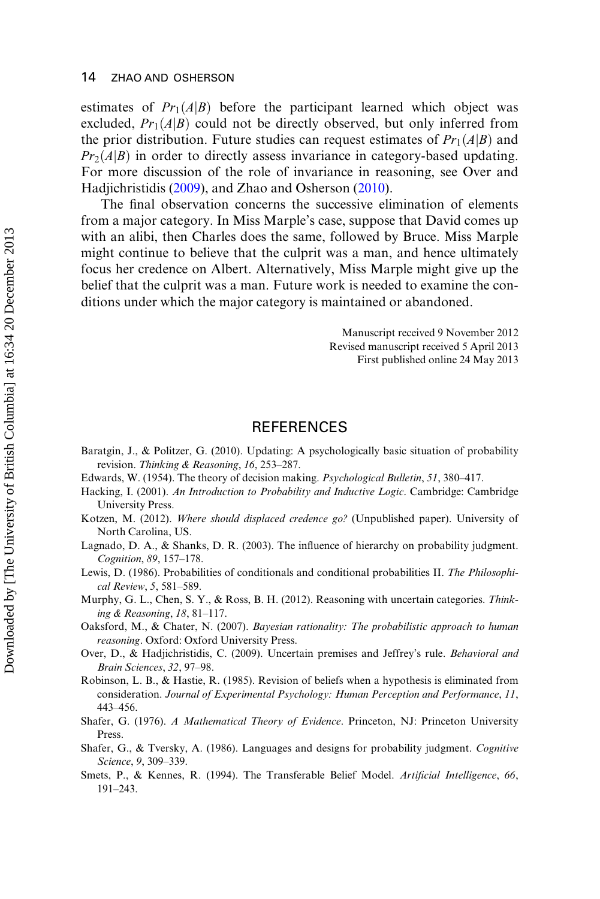estimates of $Pr_1(A|B)$ before the participant learned which object was excluded, $Pr_1(A|B)$ could not be directly observed, but only inferred from the prior distribution. Future studies can request estimates of $Pr_1(A|B)$ and $Pr_2(A|B)$ in order to directly assess invariance in category-based updating. For more discussion of the role of invariance in reasoning, see Over and Hadjichristidis (2009), and Zhao and Osherson (2010).

The final observation concerns the successive elimination of elements from a major category. In Miss Marple's case, suppose that David comes up with an alibi, then Charles does the same, followed by Bruce. Miss Marple might continue to believe that the culprit was a man, and hence ultimately focus her credence on Albert. Alternatively, Miss Marple might give up the belief that the culprit was a man. Future work is needed to examine the conditions under which the major category is maintained or abandoned.

Manuscript received 9 November 2012
Revised manuscript received 5 April 2013
First published online 24 May 2013

## REFERENCES

Baratgin, J., & Politzer, G. (2010). Updating: A psychologically basic situation of probability revision. *Thinking & Reasoning*, *16*, 253–287.

Edwards, W. (1954). The theory of decision making. *Psychological Bulletin*, *51*, 380–417.

Hacking, I. (2001). *An Introduction to Probability and Inductive Logic*. Cambridge: Cambridge University Press.

Kotzen, M. (2012). *Where should displaced credence go?* (Unpublished paper). University of North Carolina, US.

Lagnado, D. A., & Shanks, D. R. (2003). The influence of hierarchy on probability judgment. *Cognition*, *89*, 157–178.

Lewis, D. (1986). Probabilities of conditionals and conditional probabilities II. *The Philosophical Review*, *5*, 581–589.

Murphy, G. L., Chen, S. Y., & Ross, B. H. (2012). Reasoning with uncertain categories. *Thinking & Reasoning*, *18*, 81–117.

Oaksford, M., & Chater, N. (2007). *Bayesian rationality: The probabilistic approach to human reasoning*. Oxford: Oxford University Press.

Over, D., & Hadjichristidis, C. (2009). Uncertain premises and Jeffrey's rule. *Behavioral and Brain Sciences*, *32*, 97–98.

Robinson, L. B., & Hastie, R. (1985). Revision of beliefs when a hypothesis is eliminated from consideration. *Journal of Experimental Psychology: Human Perception and Performance*, *11*, 443–456.

Shafer, G. (1976). *A Mathematical Theory of Evidence*. Princeton, NJ: Princeton University Press.

Shafer, G., & Tversky, A. (1986). Languages and designs for probability judgment. *Cognitive Science*, *9*, 309–339.

Smets, P., & Kennes, R. (1994). The Transferable Belief Model. *Artificial Intelligence*, *66*, 191–243.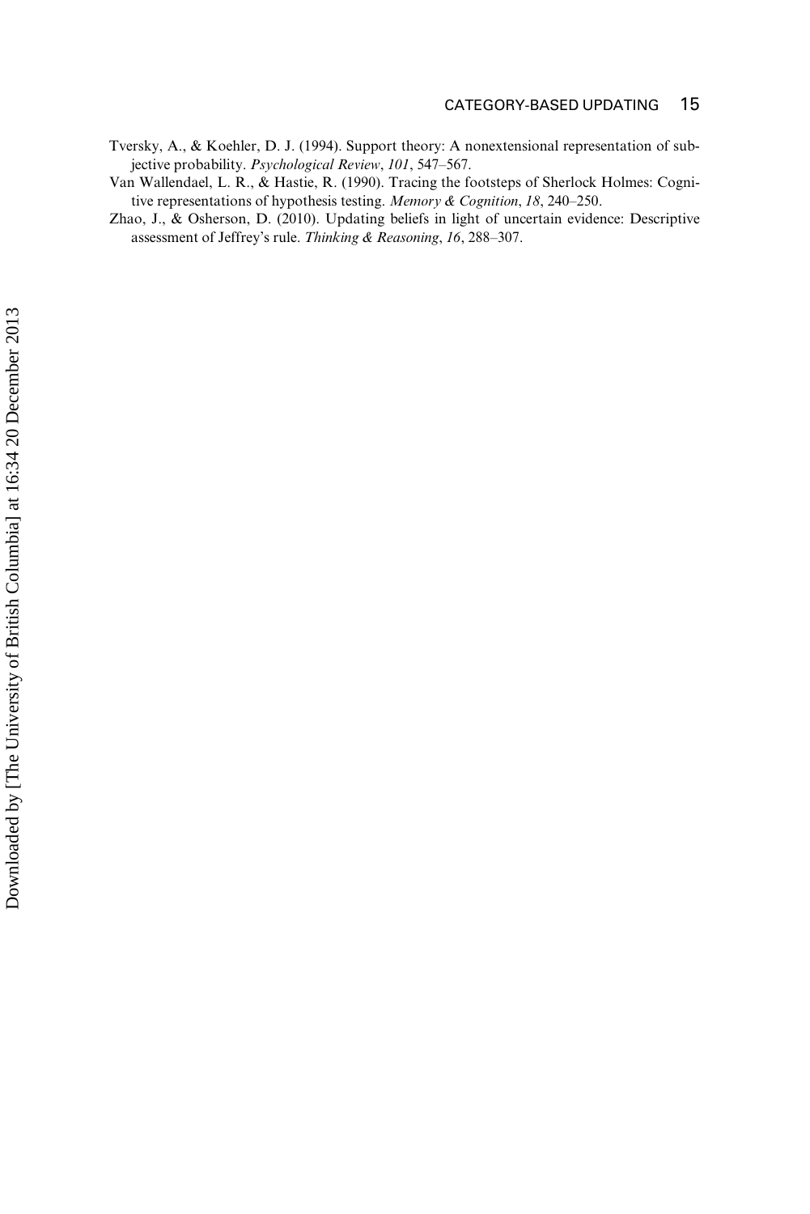Tversky, A., & Koehler, D. J. (1994). Support theory: A nonextensional representation of subjective probability. *Psychological Review*, *101*, 547–567.

Van Wallendael, L. R., & Hastie, R. (1990). Tracing the footsteps of Sherlock Holmes: Cognitive representations of hypothesis testing. *Memory & Cognition*, *18*, 240–250.

Zhao, J., & Osherson, D. (2010). Updating beliefs in light of uncertain evidence: Descriptive assessment of Jeffrey's rule. *Thinking & Reasoning*, *16*, 288–307.